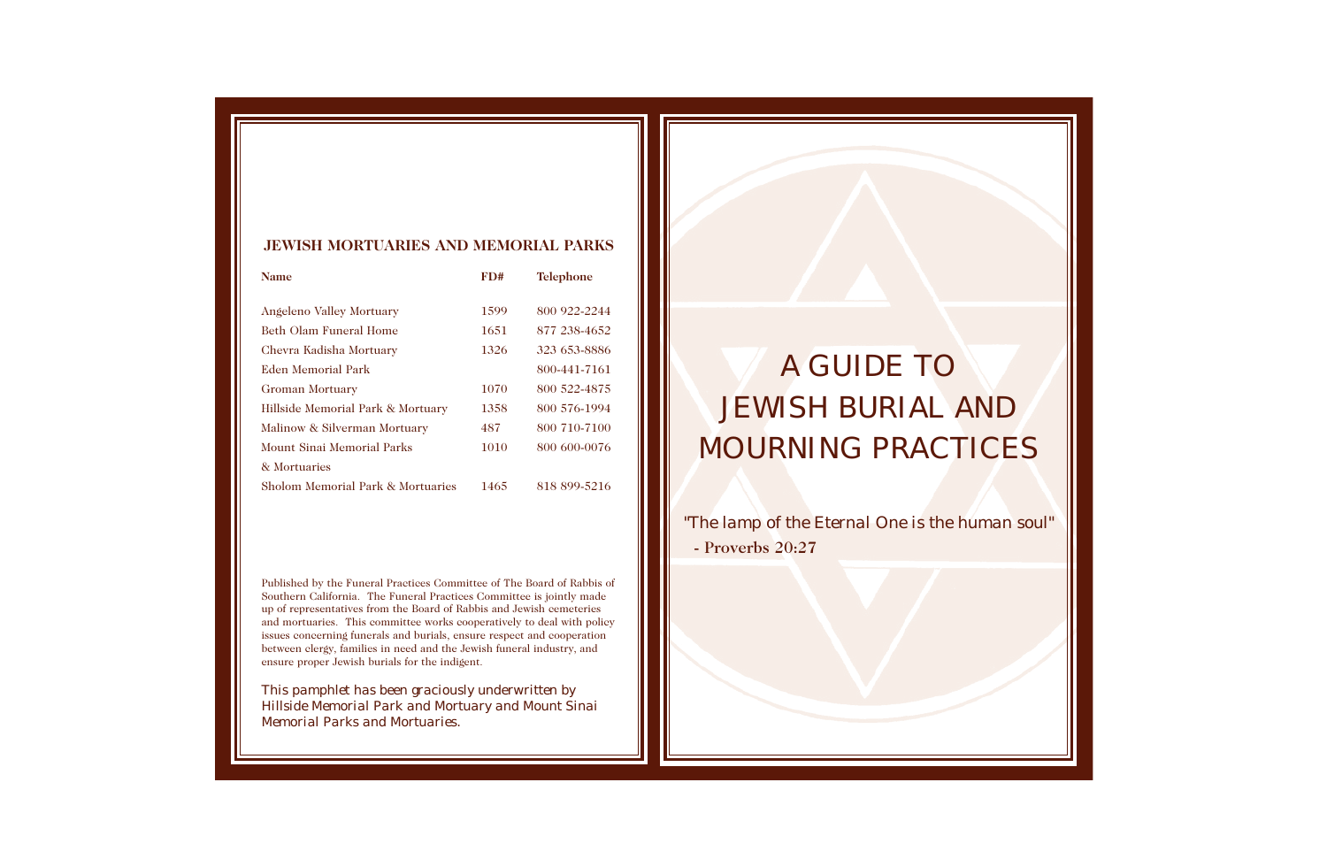# A GUIDE TO JEWISH BURIAL AND MOURNING PRACTICES

*"The lamp of the Eternal One is the human soul"*
- Proverbs 20:27

## JEWISH MORTUARIES AND MEMORIAL PARKS

| Name | FD# | Telephone |
|---|---|---|
| Angeleno Valley Mortuary | 1599 | 800 922-2244 |
| Beth Olam Funeral Home | 1651 | 877 238-4652 |
| Chevra Kadisha Mortuary | 1326 | 323 653-8886 |
| Eden Memorial Park | | 800-441-7161 |
| Groman Mortuary | 1070 | 800 522-4875 |
| Hillside Memorial Park & Mortuary | 1358 | 800 576-1994 |
| Malinow & Silverman Mortuary | 487 | 800 710-7100 |
| Mount Sinai Memorial Parks & Mortuaries | 1010 | 800 600-0076 |
| Sholom Memorial Park & Mortuaries | 1465 | 818 899-5216 |

Published by the Funeral Practices Committee of The Board of Rabbis of Southern California. The Funeral Practices Committee is jointly made up of representatives from the Board of Rabbis and Jewish cemeteries and mortuaries. This committee works cooperatively to deal with policy issues concerning funerals and burials, ensure respect and cooperation between clergy, families in need and the Jewish funeral industry, and ensure proper Jewish burials for the indigent.

*This pamphlet has been graciously underwritten by Hillside Memorial Park and Mortuary and Mount Sinai Memorial Parks and Mortuaries.*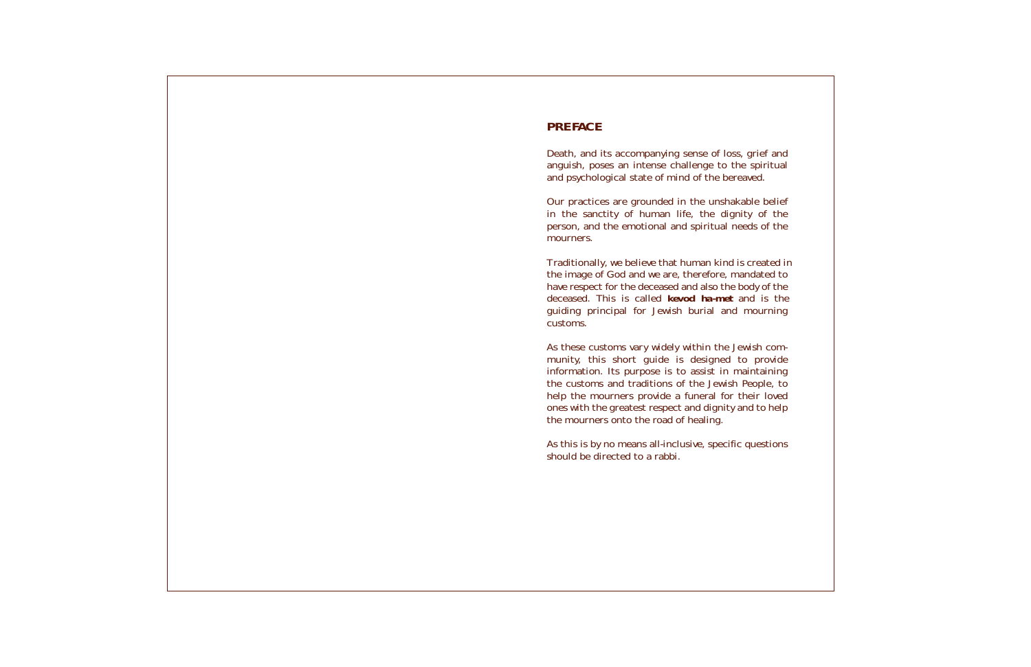## PREFACE

Death, and its accompanying sense of loss, grief and anguish, poses an intense challenge to the spiritual and psychological state of mind of the bereaved.

Our practices are grounded in the unshakable belief in the sanctity of human life, the dignity of the person, and the emotional and spiritual needs of the mourners.

Traditionally, we believe that human kind is created in the image of God and we are, therefore, mandated to have respect for the deceased and also the body of the deceased. This is called ***kevod ha-met*** and is the guiding principal for Jewish burial and mourning customs.

As these customs vary widely within the Jewish community, this short guide is designed to provide information. Its purpose is to assist in maintaining the customs and traditions of the Jewish People, to help the mourners provide a funeral for their loved ones with the greatest respect and dignity and to help the mourners onto the road of healing.

As this is by no means all-inclusive, specific questions should be directed to a rabbi.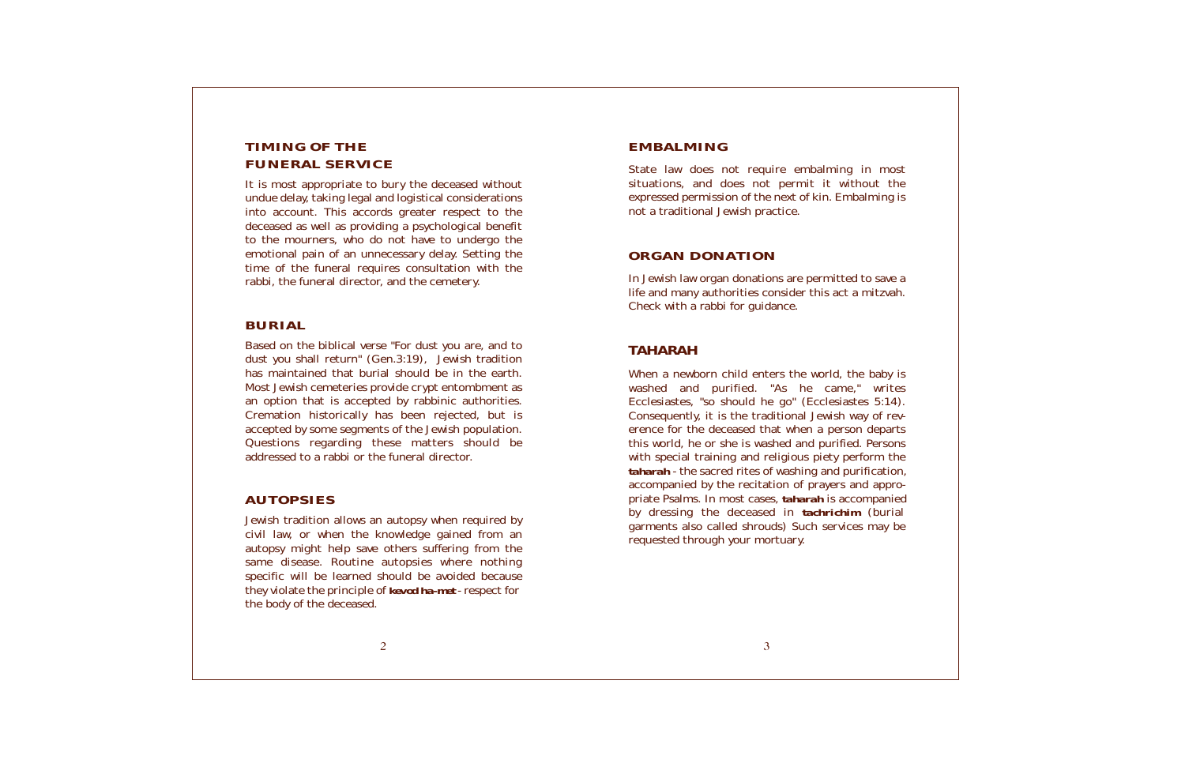## TIMING OF THE FUNERAL SERVICE

It is most appropriate to bury the deceased without undue delay, taking legal and logistical considerations into account. This accords greater respect to the deceased as well as providing a psychological benefit to the mourners, who do not have to undergo the emotional pain of an unnecessary delay. Setting the time of the funeral requires consultation with the rabbi, the funeral director, and the cemetery.

## BURIAL

Based on the biblical verse "For dust you are, and to dust you shall return" (Gen.3:19), Jewish tradition has maintained that burial should be in the earth. Most Jewish cemeteries provide crypt entombment as an option that is accepted by rabbinic authorities. Cremation historically has been rejected, but is accepted by some segments of the Jewish population. Questions regarding these matters should be addressed to a rabbi or the funeral director.

## AUTOPSIES

Jewish tradition allows an autopsy when required by civil law, or when the knowledge gained from an autopsy might help save others suffering from the same disease. Routine autopsies where nothing specific will be learned should be avoided because they violate the principle of **kevod ha-met** - respect for the body of the deceased.

## EMBALMING

State law does not require embalming in most situations, and does not permit it without the expressed permission of the next of kin. Embalming is not a traditional Jewish practice.

## ORGAN DONATION

In Jewish law organ donations are permitted to save a life and many authorities consider this act a mitzvah. Check with a rabbi for guidance.

## TAHARAH

When a newborn child enters the world, the baby is washed and purified. "As he came," writes Ecclesiastes, "so should he go" (Ecclesiastes 5:14). Consequently, it is the traditional Jewish way of reverence for the deceased that when a person departs this world, he or she is washed and purified. Persons with special training and religious piety perform the **taharah** - the sacred rites of washing and purification, accompanied by the recitation of prayers and appropriate Psalms. In most cases, **taharah** is accompanied by dressing the deceased in **tachrichim** (burial garments also called shrouds) Such services may be requested through your mortuary.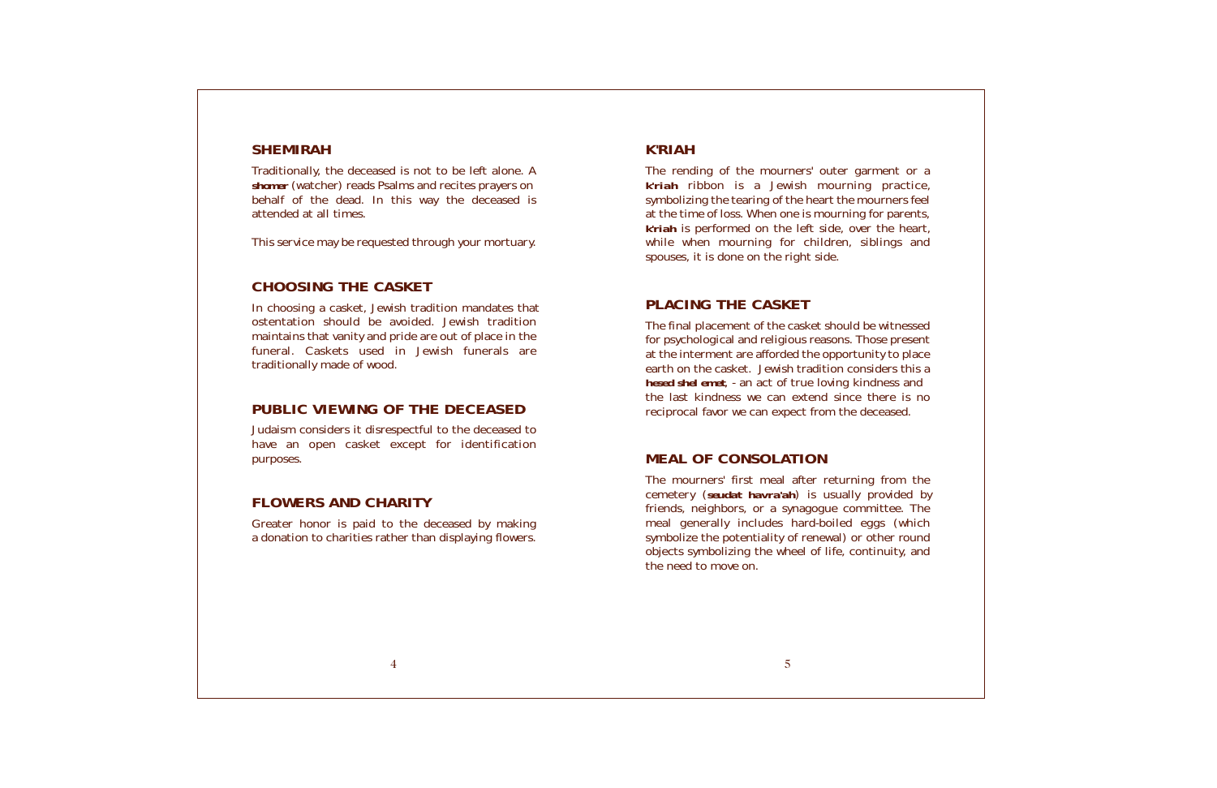## SHEMIRAH

Traditionally, the deceased is not to be left alone. A ***shomer*** (watcher) reads Psalms and recites prayers on behalf of the dead. In this way the deceased is attended at all times.

This service may be requested through your mortuary.

## CHOOSING THE CASKET

In choosing a casket, Jewish tradition mandates that ostentation should be avoided. Jewish tradition maintains that vanity and pride are out of place in the funeral. Caskets used in Jewish funerals are traditionally made of wood.

## PUBLIC VIEWING OF THE DECEASED

Judaism considers it disrespectful to the deceased to have an open casket except for identification purposes.

## FLOWERS AND CHARITY

Greater honor is paid to the deceased by making a donation to charities rather than displaying flowers.

## K'RIAH

The rending of the mourners' outer garment or a ***k'riah*** ribbon is a Jewish mourning practice, symbolizing the tearing of the heart the mourners feel at the time of loss. When one is mourning for parents, ***k'riah*** is performed on the left side, over the heart, while when mourning for children, siblings and spouses, it is done on the right side.

## PLACING THE CASKET

The final placement of the casket should be witnessed for psychological and religious reasons. Those present at the interment are afforded the opportunity to place earth on the casket. Jewish tradition considers this a ***hesed shel emet***, - an act of true loving kindness and the last kindness we can extend since there is no reciprocal favor we can expect from the deceased.

## MEAL OF CONSOLATION

The mourners' first meal after returning from the cemetery (***seudat havra'ah***) is usually provided by friends, neighbors, or a synagogue committee. The meal generally includes hard-boiled eggs (which symbolize the potentiality of renewal) or other round objects symbolizing the wheel of life, continuity, and the need to move on.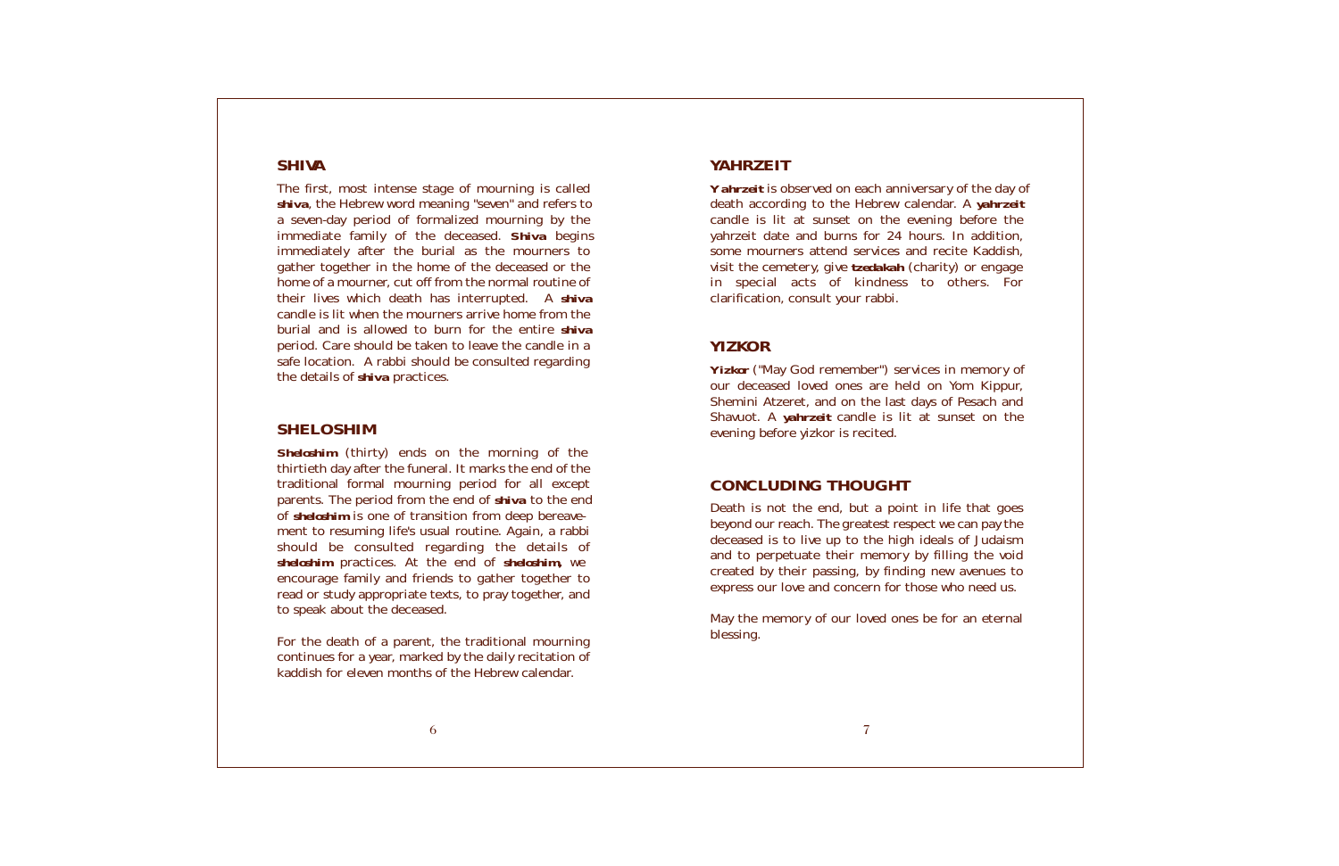## SHIVA

The first, most intense stage of mourning is called **shiva**, the Hebrew word meaning "seven" and refers to a seven-day period of formalized mourning by the immediate family of the deceased. **Shiva** begins immediately after the burial as the mourners to gather together in the home of the deceased or the home of a mourner, cut off from the normal routine of their lives which death has interrupted. A **shiva** candle is lit when the mourners arrive home from the burial and is allowed to burn for the entire **shiva** period. Care should be taken to leave the candle in a safe location. A rabbi should be consulted regarding the details of **shiva** practices.

## SHELOSHIM

**Sheloshim** (thirty) ends on the morning of the thirtieth day after the funeral. It marks the end of the traditional formal mourning period for all except parents. The period from the end of **shiva** to the end of **sheloshim** is one of transition from deep bereavement to resuming life's usual routine. Again, a rabbi should be consulted regarding the details of **sheloshim** practices. At the end of **sheloshim,** we encourage family and friends to gather together to read or study appropriate texts, to pray together, and to speak about the deceased.

For the death of a parent, the traditional mourning continues for a year, marked by the daily recitation of kaddish for eleven months of the Hebrew calendar.

## YAHRZEIT

**Yahrzeit** is observed on each anniversary of the day of death according to the Hebrew calendar. A **yahrzeit** candle is lit at sunset on the evening before the yahrzeit date and burns for 24 hours. In addition, some mourners attend services and recite Kaddish, visit the cemetery, give **tzedakah** (charity) or engage in special acts of kindness to others. For clarification, consult your rabbi.

## YIZKOR

**Yizkor** ("May God remember") services in memory of our deceased loved ones are held on Yom Kippur, Shemini Atzeret, and on the last days of Pesach and Shavuot. A **yahrzeit** candle is lit at sunset on the evening before yizkor is recited.

## CONCLUDING THOUGHT

Death is not the end, but a point in life that goes beyond our reach. The greatest respect we can pay the deceased is to live up to the high ideals of Judaism and to perpetuate their memory by filling the void created by their passing, by finding new avenues to express our love and concern for those who need us.

May the memory of our loved ones be for an eternal blessing.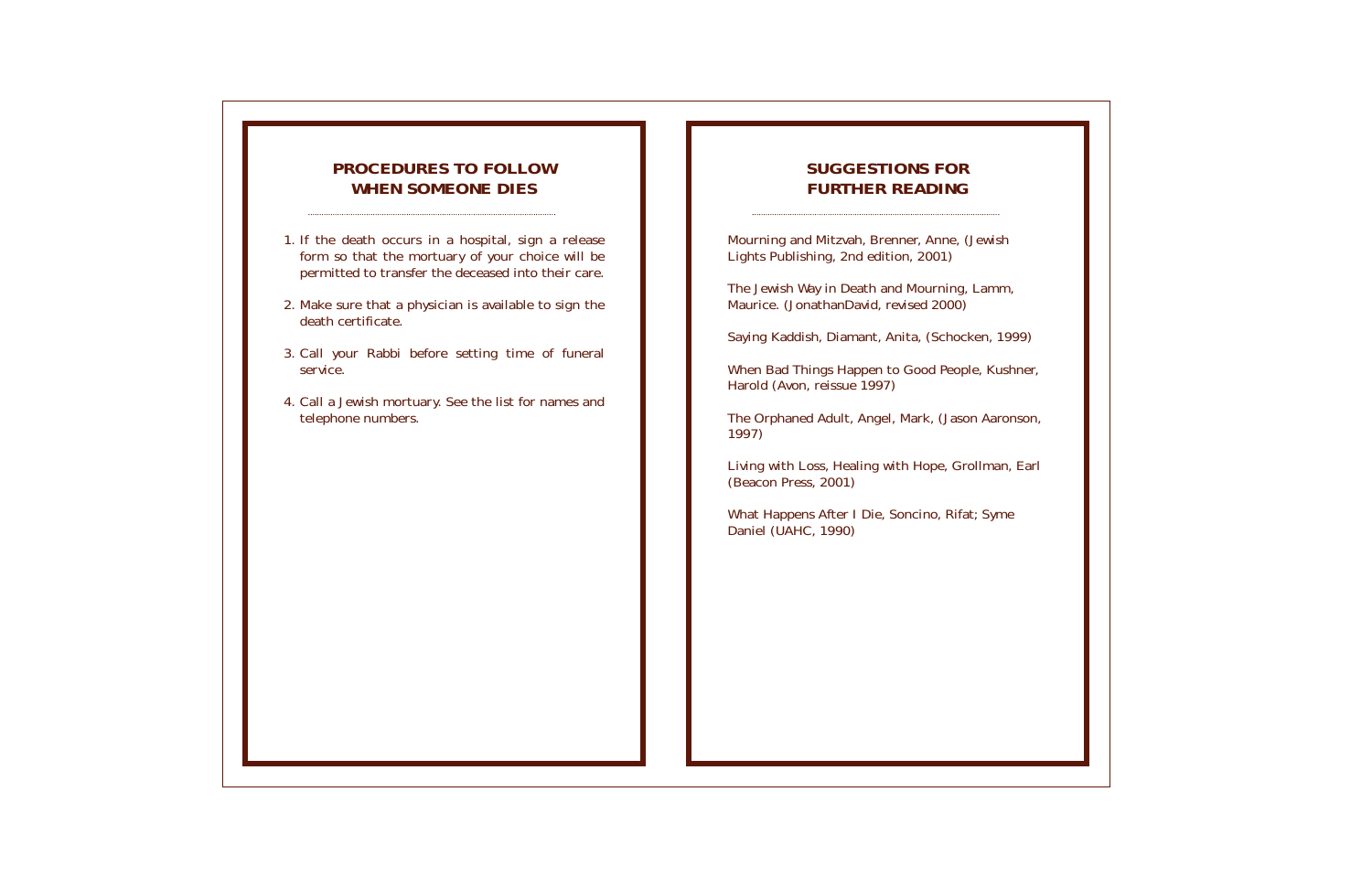## PROCEDURES TO FOLLOW WHEN SOMEONE DIES

1. If the death occurs in a hospital, sign a release form so that the mortuary of your choice will be permitted to transfer the deceased into their care.
2. Make sure that a physician is available to sign the death certificate.
3. Call your Rabbi before setting time of funeral service.
4. Call a Jewish mortuary. See the list for names and telephone numbers.

## SUGGESTIONS FOR FURTHER READING

Mourning and Mitzvah, Brenner, Anne, (Jewish Lights Publishing, 2nd edition, 2001)

The Jewish Way in Death and Mourning, Lamm, Maurice. (JonathanDavid, revised 2000)

Saying Kaddish, Diamant, Anita, (Schocken, 1999)

When Bad Things Happen to Good People, Kushner, Harold (Avon, reissue 1997)

The Orphaned Adult, Angel, Mark, (Jason Aaronson, 1997)

Living with Loss, Healing with Hope, Grollman, Earl (Beacon Press, 2001)

What Happens After I Die, Soncino, Rifat; Syme Daniel (UAHC, 1990)